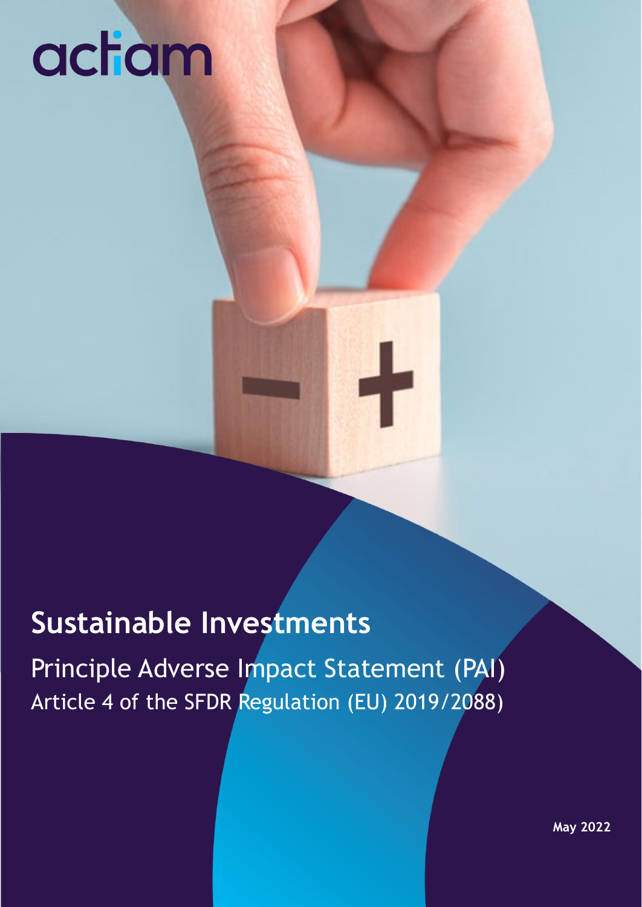actiam

# Sustainable Investments

## Principle Adverse Impact Statement (PAI)

Article 4 of the SFDR Regulation (EU) 2019/2088)

May 2022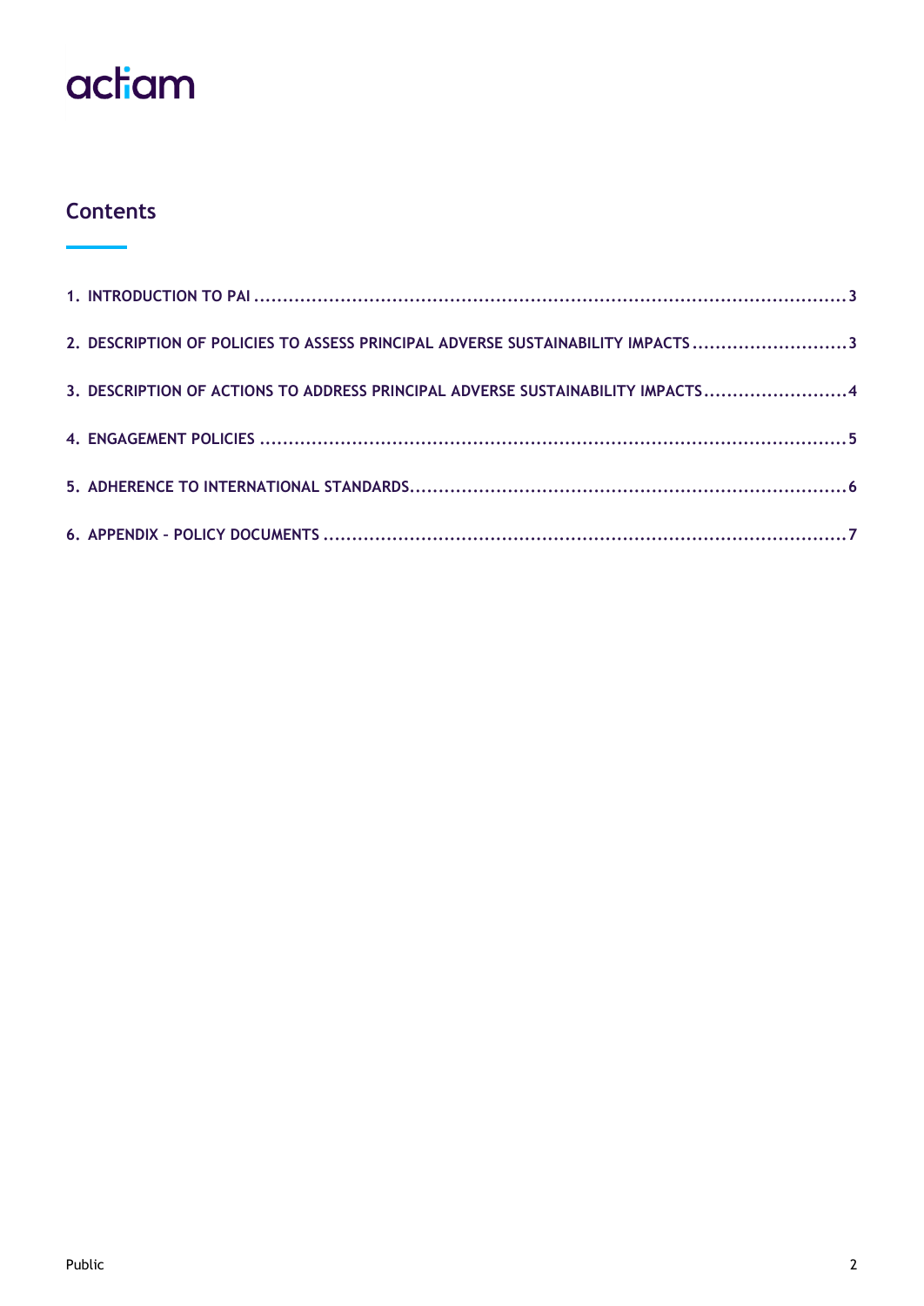## Contents

1. INTRODUCTION TO PAI ........................................................................................................ 3
2. DESCRIPTION OF POLICIES TO ASSESS PRINCIPAL ADVERSE SUSTAINABILITY IMPACTS .......................... 3
3. DESCRIPTION OF ACTIONS TO ADDRESS PRINCIPAL ADVERSE SUSTAINABILITY IMPACTS ......................... 4
4. ENGAGEMENT POLICIES ........................................................................................................ 5
5. ADHERENCE TO INTERNATIONAL STANDARDS ............................................................................ 6
6. APPENDIX – POLICY DOCUMENTS ........................................................................................... 7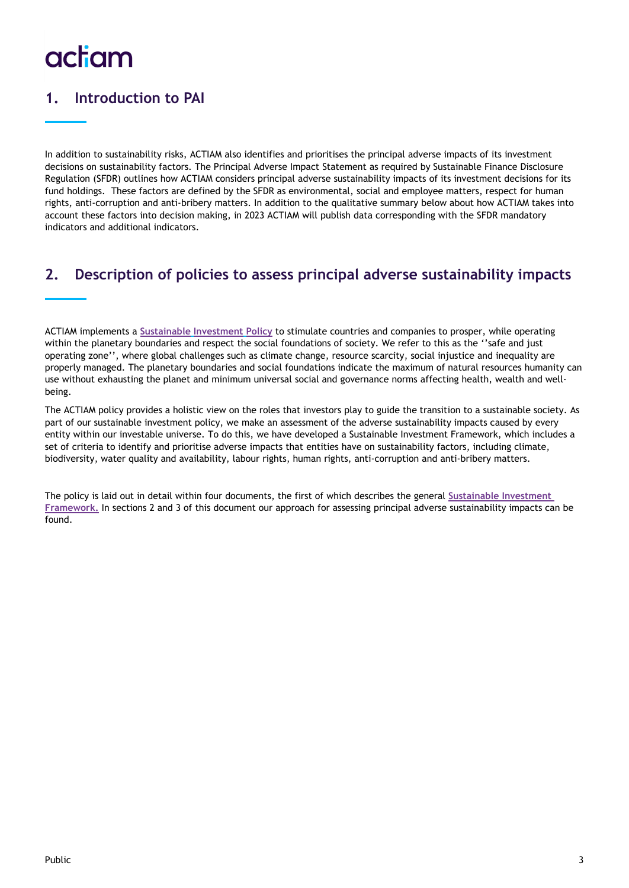actiam

## 1. Introduction to PAI

In addition to sustainability risks, ACTIAM also identifies and prioritises the principal adverse impacts of its investment decisions on sustainability factors. The Principal Adverse Impact Statement as required by Sustainable Finance Disclosure Regulation (SFDR) outlines how ACTIAM considers principal adverse sustainability impacts of its investment decisions for its fund holdings. These factors are defined by the SFDR as environmental, social and employee matters, respect for human rights, anti-corruption and anti-bribery matters. In addition to the qualitative summary below about how ACTIAM takes into account these factors into decision making, in 2023 ACTIAM will publish data corresponding with the SFDR mandatory indicators and additional indicators.

## 2. Description of policies to assess principal adverse sustainability impacts

ACTIAM implements a **Sustainable Investment Policy** to stimulate countries and companies to prosper, while operating within the planetary boundaries and respect the social foundations of society. We refer to this as the ''safe and just operating zone'', where global challenges such as climate change, resource scarcity, social injustice and inequality are properly managed. The planetary boundaries and social foundations indicate the maximum of natural resources humanity can use without exhausting the planet and minimum universal social and governance norms affecting health, wealth and well-being.

The ACTIAM policy provides a holistic view on the roles that investors play to guide the transition to a sustainable society. As part of our sustainable investment policy, we make an assessment of the adverse sustainability impacts caused by every entity within our investable universe. To do this, we have developed a Sustainable Investment Framework, which includes a set of criteria to identify and prioritise adverse impacts that entities have on sustainability factors, including climate, biodiversity, water quality and availability, labour rights, human rights, anti-corruption and anti-bribery matters.

The policy is laid out in detail within four documents, the first of which describes the general **Sustainable Investment Framework.** In sections 2 and 3 of this document our approach for assessing principal adverse sustainability impacts can be found.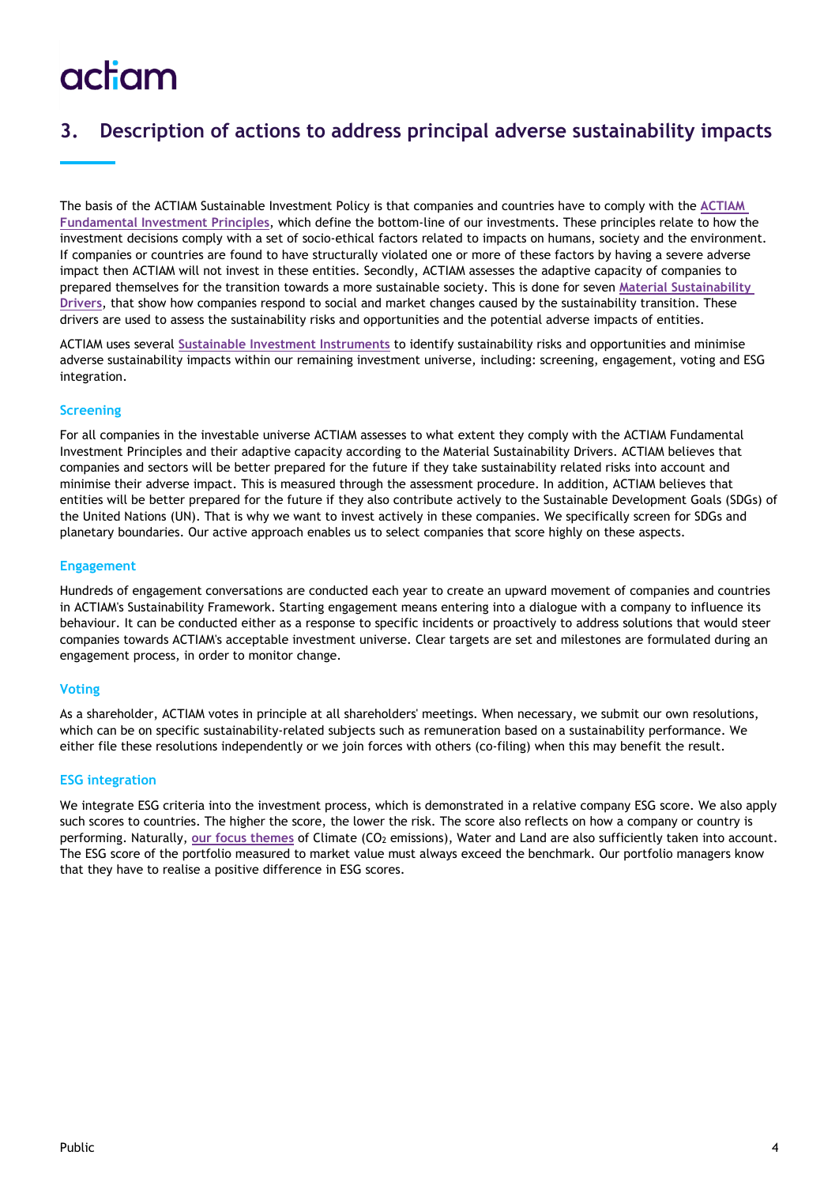## 3. Description of actions to address principal adverse sustainability impacts

The basis of the ACTIAM Sustainable Investment Policy is that companies and countries have to comply with the [ACTIAM Fundamental Investment Principles](), which define the bottom-line of our investments. These principles relate to how the investment decisions comply with a set of socio-ethical factors related to impacts on humans, society and the environment. If companies or countries are found to have structurally violated one or more of these factors by having a severe adverse impact then ACTIAM will not invest in these entities. Secondly, ACTIAM assesses the adaptive capacity of companies to prepared themselves for the transition towards a more sustainable society. This is done for seven [Material Sustainability Drivers](), that show how companies respond to social and market changes caused by the sustainability transition. These drivers are used to assess the sustainability risks and opportunities and the potential adverse impacts of entities.

ACTIAM uses several [Sustainable Investment Instruments]() to identify sustainability risks and opportunities and minimise adverse sustainability impacts within our remaining investment universe, including: screening, engagement, voting and ESG integration.

### Screening

For all companies in the investable universe ACTIAM assesses to what extent they comply with the ACTIAM Fundamental Investment Principles and their adaptive capacity according to the Material Sustainability Drivers. ACTIAM believes that companies and sectors will be better prepared for the future if they take sustainability related risks into account and minimise their adverse impact. This is measured through the assessment procedure. In addition, ACTIAM believes that entities will be better prepared for the future if they also contribute actively to the Sustainable Development Goals (SDGs) of the United Nations (UN). That is why we want to invest actively in these companies. We specifically screen for SDGs and planetary boundaries. Our active approach enables us to select companies that score highly on these aspects.

### Engagement

Hundreds of engagement conversations are conducted each year to create an upward movement of companies and countries in ACTIAM's Sustainability Framework. Starting engagement means entering into a dialogue with a company to influence its behaviour. It can be conducted either as a response to specific incidents or proactively to address solutions that would steer companies towards ACTIAM's acceptable investment universe. Clear targets are set and milestones are formulated during an engagement process, in order to monitor change.

### Voting

As a shareholder, ACTIAM votes in principle at all shareholders' meetings. When necessary, we submit our own resolutions, which can be on specific sustainability-related subjects such as remuneration based on a sustainability performance. We either file these resolutions independently or we join forces with others (co-filing) when this may benefit the result.

### ESG integration

We integrate ESG criteria into the investment process, which is demonstrated in a relative company ESG score. We also apply such scores to countries. The higher the score, the lower the risk. The score also reflects on how a company or country is performing. Naturally, [our focus themes]() of Climate ($CO_2$ emissions), Water and Land are also sufficiently taken into account. The ESG score of the portfolio measured to market value must always exceed the benchmark. Our portfolio managers know that they have to realise a positive difference in ESG scores.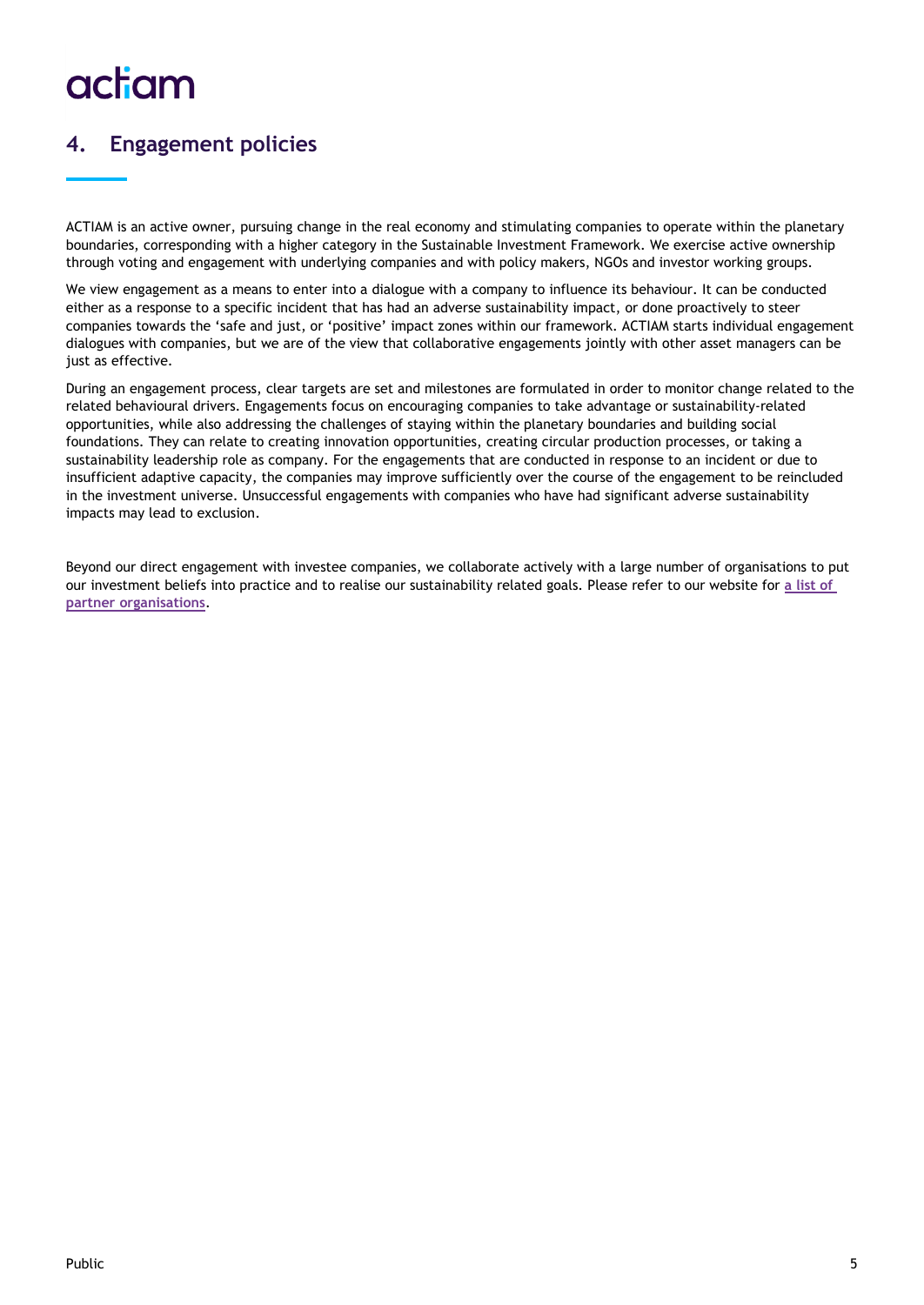## 4. Engagement policies

ACTIAM is an active owner, pursuing change in the real economy and stimulating companies to operate within the planetary boundaries, corresponding with a higher category in the Sustainable Investment Framework. We exercise active ownership through voting and engagement with underlying companies and with policy makers, NGOs and investor working groups.

We view engagement as a means to enter into a dialogue with a company to influence its behaviour. It can be conducted either as a response to a specific incident that has had an adverse sustainability impact, or done proactively to steer companies towards the 'safe and just, or 'positive' impact zones within our framework. ACTIAM starts individual engagement dialogues with companies, but we are of the view that collaborative engagements jointly with other asset managers can be just as effective.

During an engagement process, clear targets are set and milestones are formulated in order to monitor change related to the related behavioural drivers. Engagements focus on encouraging companies to take advantage or sustainability-related opportunities, while also addressing the challenges of staying within the planetary boundaries and building social foundations. They can relate to creating innovation opportunities, creating circular production processes, or taking a sustainability leadership role as company. For the engagements that are conducted in response to an incident or due to insufficient adaptive capacity, the companies may improve sufficiently over the course of the engagement to be reincluded in the investment universe. Unsuccessful engagements with companies who have had significant adverse sustainability impacts may lead to exclusion.

Beyond our direct engagement with investee companies, we collaborate actively with a large number of organisations to put our investment beliefs into practice and to realise our sustainability related goals. Please refer to our website for **a list of partner organisations**.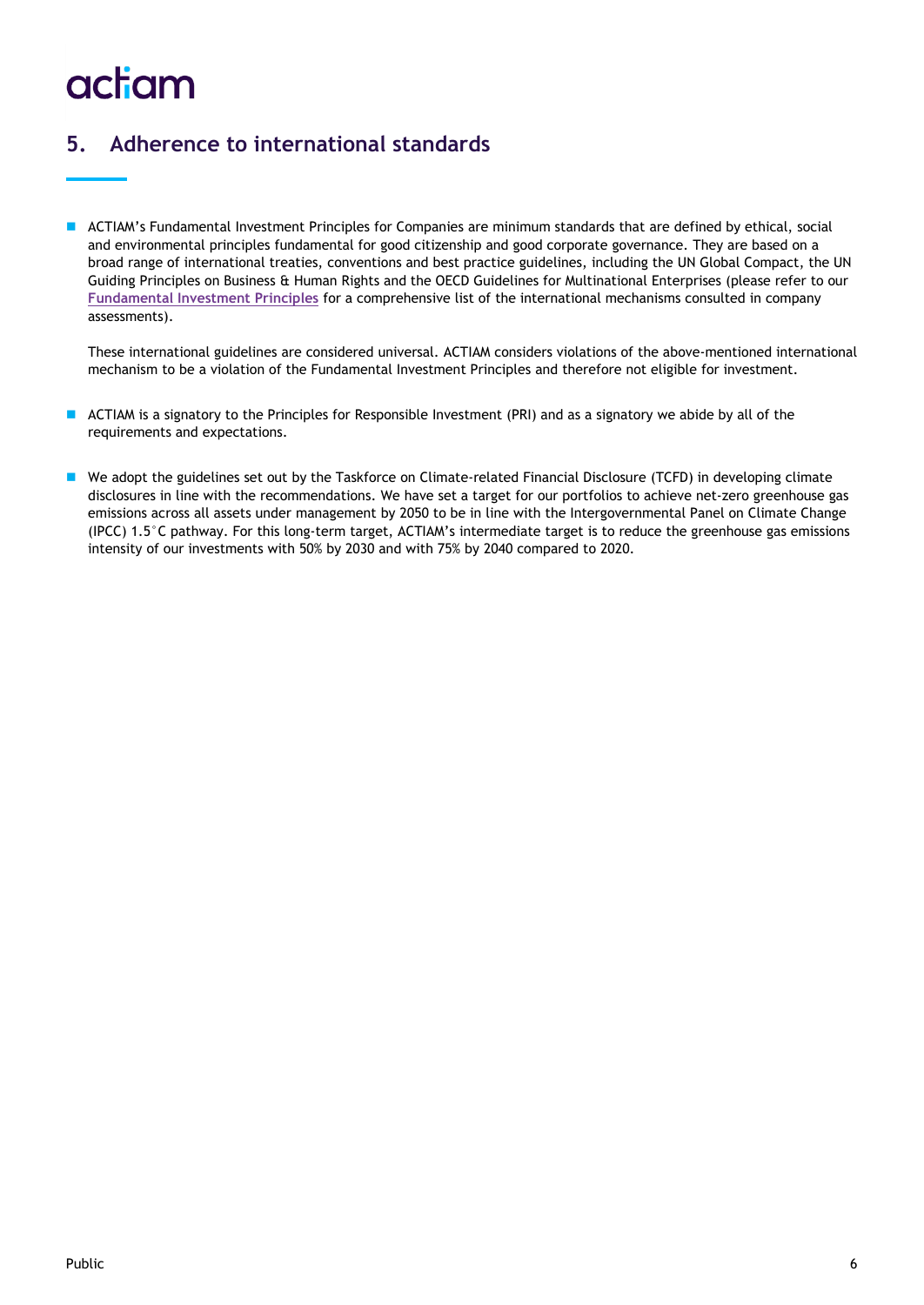## 5. Adherence to international standards

- ACTIAM's Fundamental Investment Principles for Companies are minimum standards that are defined by ethical, social and environmental principles fundamental for good citizenship and good corporate governance. They are based on a broad range of international treaties, conventions and best practice guidelines, including the UN Global Compact, the UN Guiding Principles on Business & Human Rights and the OECD Guidelines for Multinational Enterprises (please refer to our **Fundamental Investment Principles** for a comprehensive list of the international mechanisms consulted in company assessments).

  These international guidelines are considered universal. ACTIAM considers violations of the above-mentioned international mechanism to be a violation of the Fundamental Investment Principles and therefore not eligible for investment.

- ACTIAM is a signatory to the Principles for Responsible Investment (PRI) and as a signatory we abide by all of the requirements and expectations.

- We adopt the guidelines set out by the Taskforce on Climate-related Financial Disclosure (TCFD) in developing climate disclosures in line with the recommendations. We have set a target for our portfolios to achieve net-zero greenhouse gas emissions across all assets under management by 2050 to be in line with the Intergovernmental Panel on Climate Change (IPCC) 1.5°C pathway. For this long-term target, ACTIAM's intermediate target is to reduce the greenhouse gas emissions intensity of our investments with 50% by 2030 and with 75% by 2040 compared to 2020.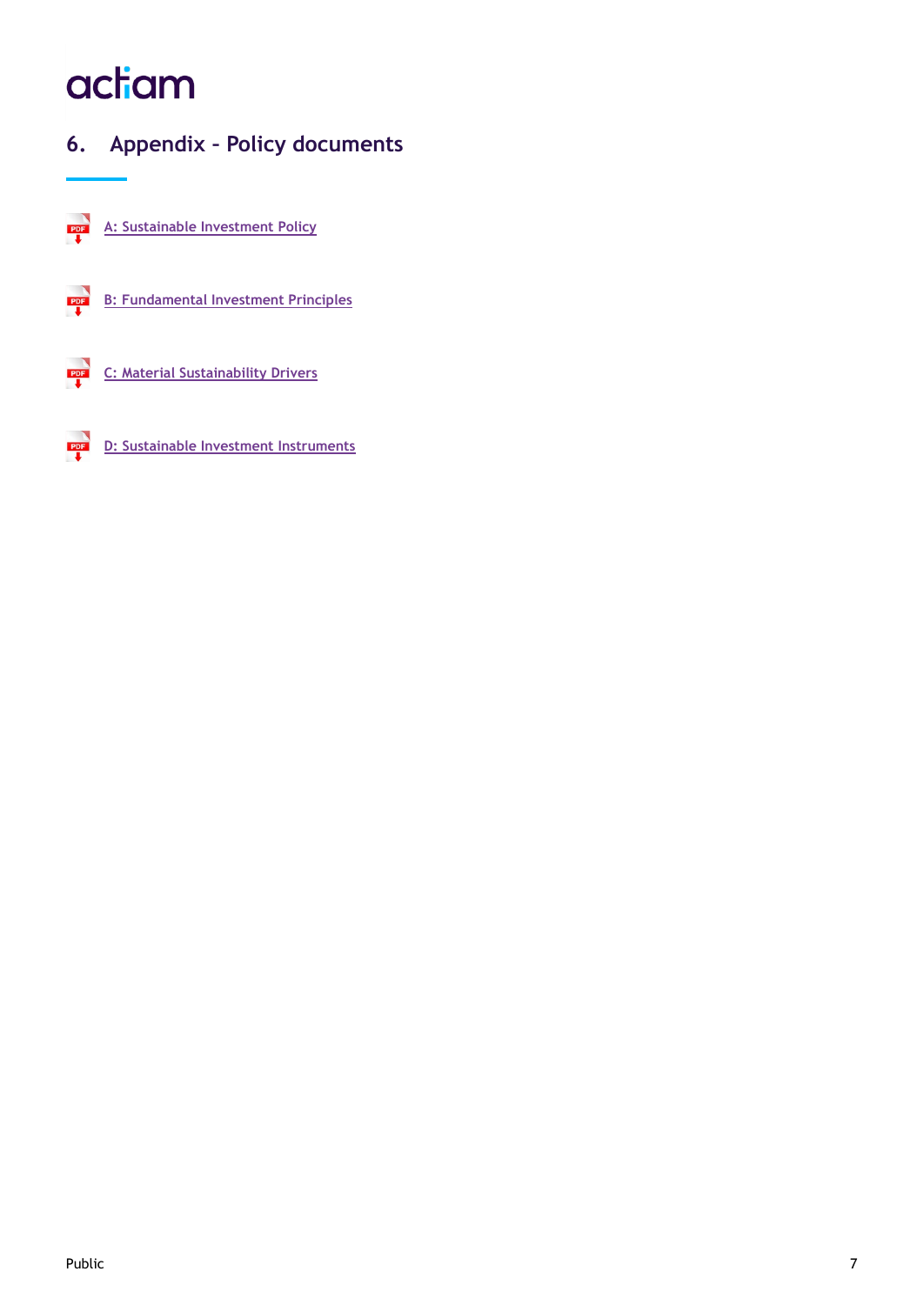## 6. Appendix – Policy documents

- A: Sustainable Investment Policy
- B: Fundamental Investment Principles
- C: Material Sustainability Drivers
- D: Sustainable Investment Instruments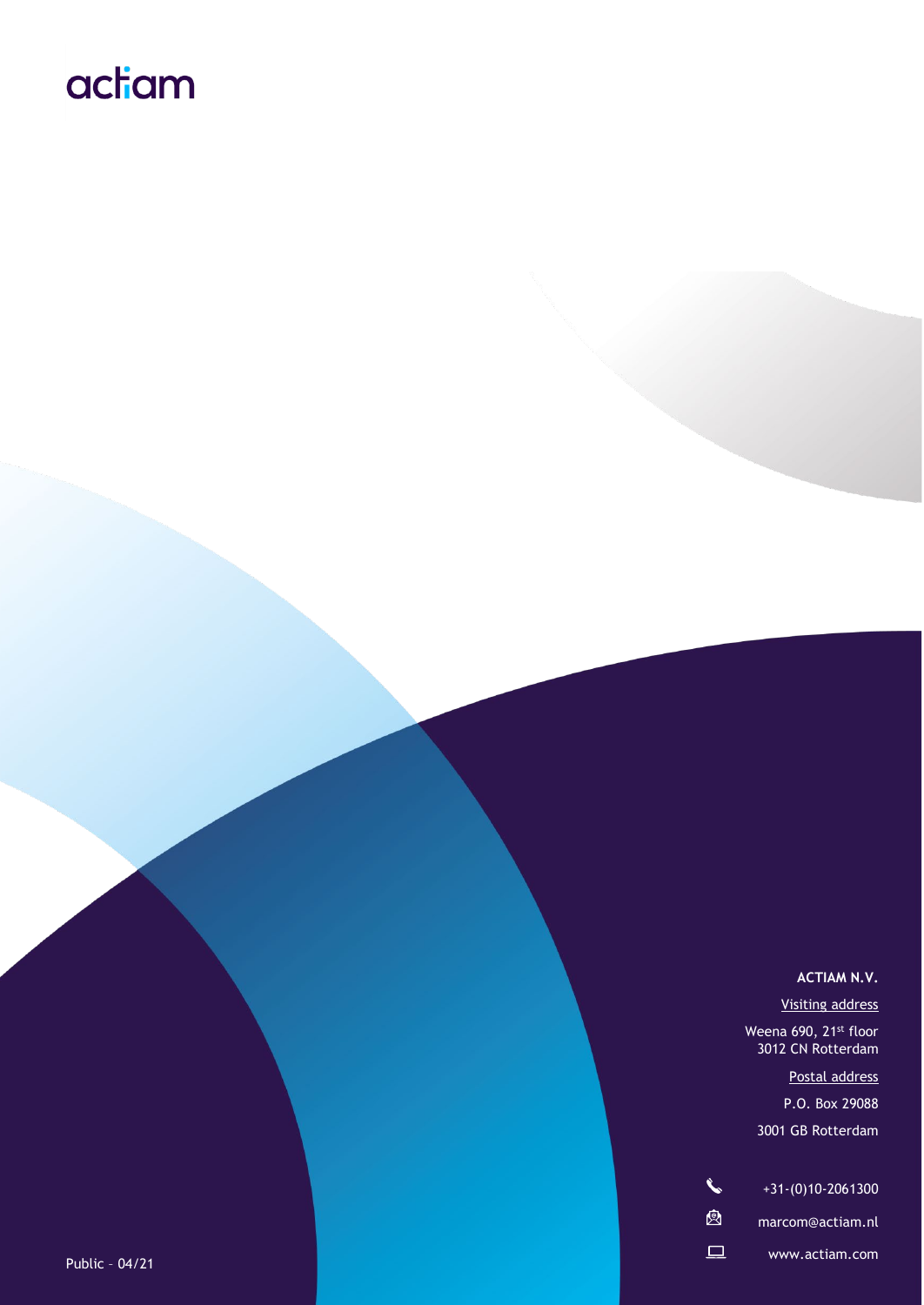actiam

**ACTIAM N.V.**

Visiting address

Weena 690, 21st floor
3012 CN Rotterdam

Postal address

P.O. Box 29088

3001 GB Rotterdam

+31-(0)10-2061300

marcom@actiam.nl

www.actiam.com

Public – 04/21